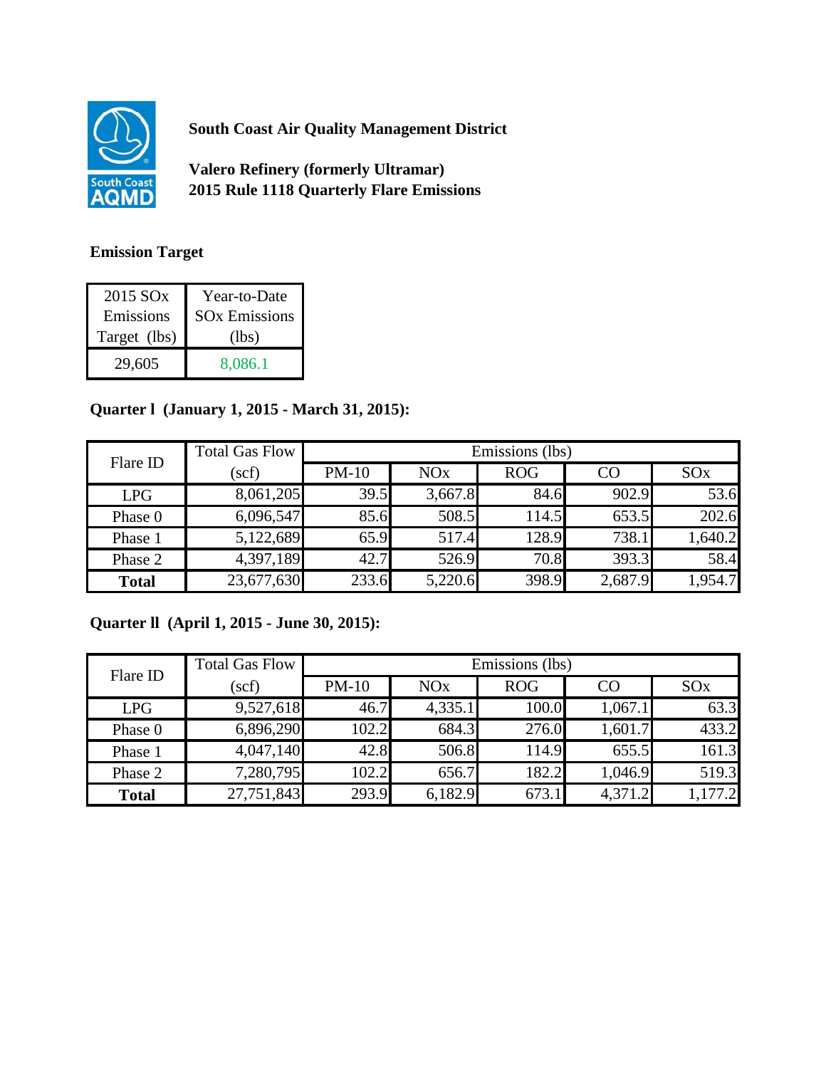**South Coast Air Quality Management District**

**Valero Refinery (formerly Ultramar)**
**2015 Rule 1118 Quarterly Flare Emissions**

**Emission Target**

| 2015 SOx Emissions Target (lbs) | Year-to-Date SOx Emissions (lbs) |
|---|---|
| 29,605 | 8,086.1 |

**Quarter l (January 1, 2015 - March 31, 2015):**

| Flare ID | Total Gas Flow | Emissions (lbs) | | | | |
|---|---|---|---|---|---|---|
| | (scf) | PM-10 | NOx | ROG | CO | SOx |
| LPG | 8,061,205 | 39.5 | 3,667.8 | 84.6 | 902.9 | 53.6 |
| Phase 0 | 6,096,547 | 85.6 | 508.5 | 114.5 | 653.5 | 202.6 |
| Phase 1 | 5,122,689 | 65.9 | 517.4 | 128.9 | 738.1 | 1,640.2 |
| Phase 2 | 4,397,189 | 42.7 | 526.9 | 70.8 | 393.3 | 58.4 |
| **Total** | 23,677,630 | 233.6 | 5,220.6 | 398.9 | 2,687.9 | 1,954.7 |

**Quarter ll (April 1, 2015 - June 30, 2015):**

| Flare ID | Total Gas Flow | Emissions (lbs) | | | | |
|---|---|---|---|---|---|---|
| | (scf) | PM-10 | NOx | ROG | CO | SOx |
| LPG | 9,527,618 | 46.7 | 4,335.1 | 100.0 | 1,067.1 | 63.3 |
| Phase 0 | 6,896,290 | 102.2 | 684.3 | 276.0 | 1,601.7 | 433.2 |
| Phase 1 | 4,047,140 | 42.8 | 506.8 | 114.9 | 655.5 | 161.3 |
| Phase 2 | 7,280,795 | 102.2 | 656.7 | 182.2 | 1,046.9 | 519.3 |
| **Total** | 27,751,843 | 293.9 | 6,182.9 | 673.1 | 4,371.2 | 1,177.2 |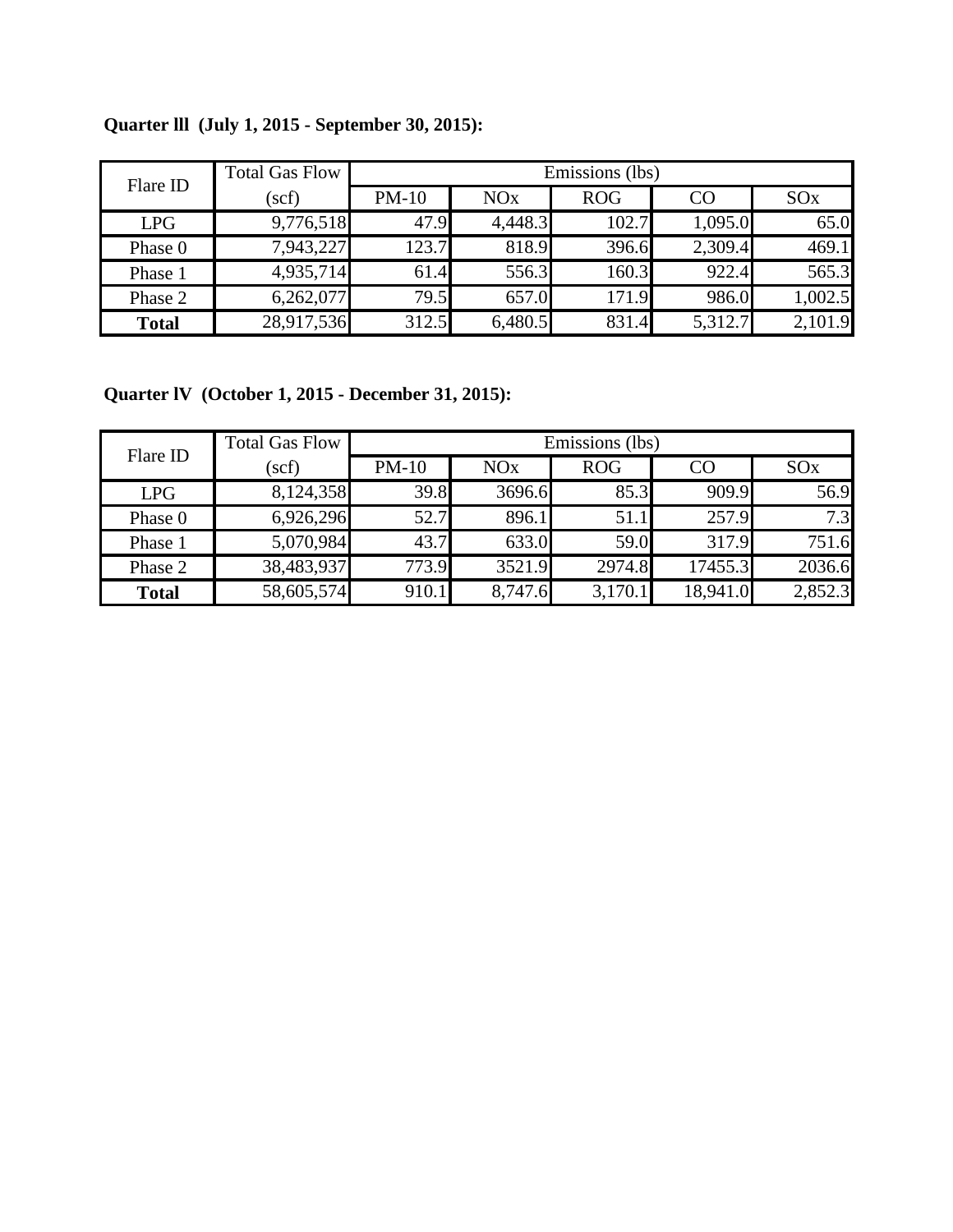**Quarter lll (July 1, 2015 - September 30, 2015):**

| Flare ID | Total Gas Flow | Emissions (lbs) | | | | |
|---|---|---|---|---|---|---|
| | (scf) | PM-10 | NOx | ROG | CO | SOx |
| LPG | 9,776,518 | 47.9 | 4,448.3 | 102.7 | 1,095.0 | 65.0 |
| Phase 0 | 7,943,227 | 123.7 | 818.9 | 396.6 | 2,309.4 | 469.1 |
| Phase 1 | 4,935,714 | 61.4 | 556.3 | 160.3 | 922.4 | 565.3 |
| Phase 2 | 6,262,077 | 79.5 | 657.0 | 171.9 | 986.0 | 1,002.5 |
| **Total** | 28,917,536 | 312.5 | 6,480.5 | 831.4 | 5,312.7 | 2,101.9 |

**Quarter lV (October 1, 2015 - December 31, 2015):**

| Flare ID | Total Gas Flow | Emissions (lbs) | | | | |
|---|---|---|---|---|---|---|
| | (scf) | PM-10 | NOx | ROG | CO | SOx |
| LPG | 8,124,358 | 39.8 | 3696.6 | 85.3 | 909.9 | 56.9 |
| Phase 0 | 6,926,296 | 52.7 | 896.1 | 51.1 | 257.9 | 7.3 |
| Phase 1 | 5,070,984 | 43.7 | 633.0 | 59.0 | 317.9 | 751.6 |
| Phase 2 | 38,483,937 | 773.9 | 3521.9 | 2974.8 | 17455.3 | 2036.6 |
| **Total** | 58,605,574 | 910.1 | 8,747.6 | 3,170.1 | 18,941.0 | 2,852.3 |